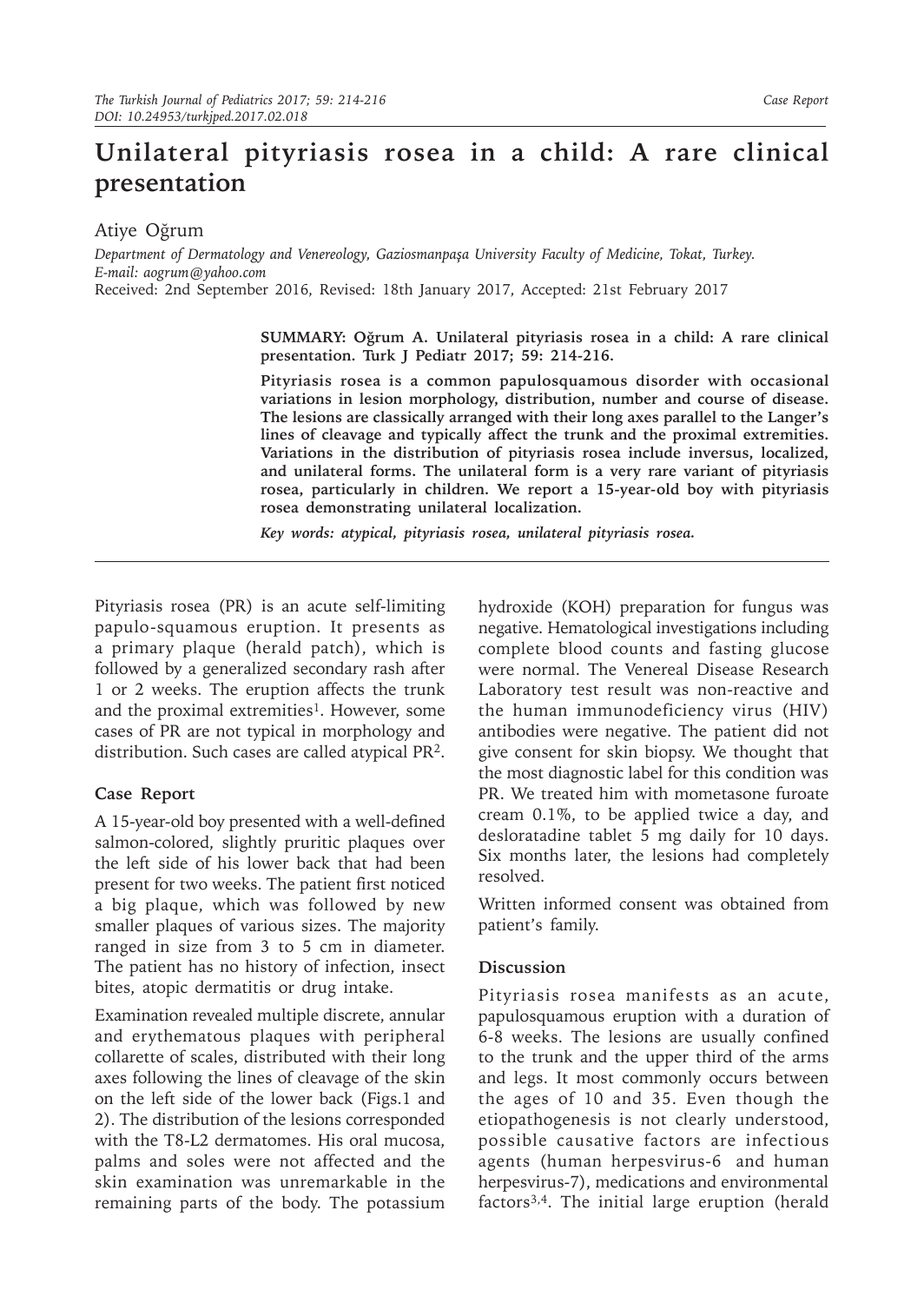*Case Report*

# Unilateral pityriasis rosea in a child: A rare clinical presentation

Atiye Oğrum

*Department of Dermatology and Venereology, Gaziosmanpaşa University Faculty of Medicine, Tokat, Turkey.*
*E-mail: aogrum@yahoo.com*
Received: 2nd September 2016, Revised: 18th January 2017, Accepted: 21st February 2017

**SUMMARY: Oğrum A. Unilateral pityriasis rosea in a child: A rare clinical presentation. Turk J Pediatr 2017; 59: 214-216.**

**Pityriasis rosea is a common papulosquamous disorder with occasional variations in lesion morphology, distribution, number and course of disease. The lesions are classically arranged with their long axes parallel to the Langer's lines of cleavage and typically affect the trunk and the proximal extremities. Variations in the distribution of pityriasis rosea include inversus, localized, and unilateral forms. The unilateral form is a very rare variant of pityriasis rosea, particularly in children. We report a 15-year-old boy with pityriasis rosea demonstrating unilateral localization.**

***Key words: atypical, pityriasis rosea, unilateral pityriasis rosea.***

Pityriasis rosea (PR) is an acute self-limiting papulo-squamous eruption. It presents as a primary plaque (herald patch), which is followed by a generalized secondary rash after 1 or 2 weeks. The eruption affects the trunk and the proximal extremities[1]. However, some cases of PR are not typical in morphology and distribution. Such cases are called atypical PR[2].

## Case Report

A 15-year-old boy presented with a well-defined salmon-colored, slightly pruritic plaques over the left side of his lower back that had been present for two weeks. The patient first noticed a big plaque, which was followed by new smaller plaques of various sizes. The majority ranged in size from 3 to 5 cm in diameter. The patient has no history of infection, insect bites, atopic dermatitis or drug intake.

Examination revealed multiple discrete, annular and erythematous plaques with peripheral collarette of scales, distributed with their long axes following the lines of cleavage of the skin on the left side of the lower back (Figs.1 and 2). The distribution of the lesions corresponded with the T8-L2 dermatomes. His oral mucosa, palms and soles were not affected and the skin examination was unremarkable in the remaining parts of the body. The potassium hydroxide (KOH) preparation for fungus was negative. Hematological investigations including complete blood counts and fasting glucose were normal. The Venereal Disease Research Laboratory test result was non-reactive and the human immunodeficiency virus (HIV) antibodies were negative. The patient did not give consent for skin biopsy. We thought that the most diagnostic label for this condition was PR. We treated him with mometasone furoate cream 0.1%, to be applied twice a day, and desloratadine tablet 5 mg daily for 10 days. Six months later, the lesions had completely resolved.

Written informed consent was obtained from patient's family.

## Discussion

Pityriasis rosea manifests as an acute, papulosquamous eruption with a duration of 6-8 weeks. The lesions are usually confined to the trunk and the upper third of the arms and legs. It most commonly occurs between the ages of 10 and 35. Even though the etiopathogenesis is not clearly understood, possible causative factors are infectious agents (human herpesvirus-6 and human herpesvirus-7), medications and environmental factors[3,4]. The initial large eruption (herald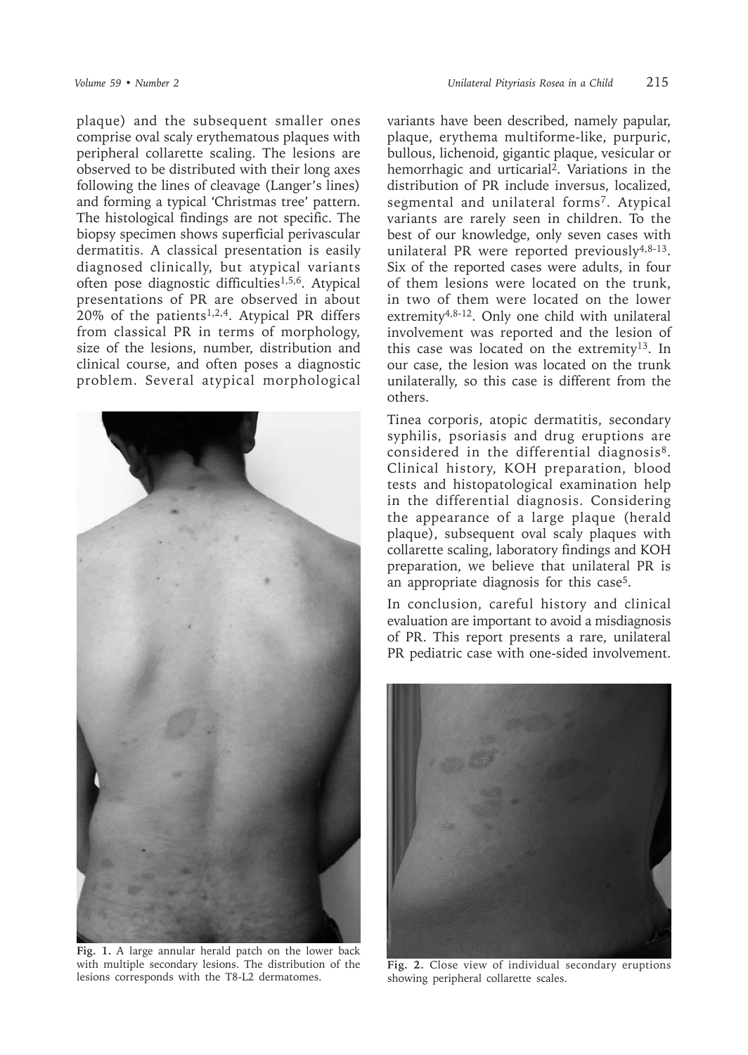plaque) and the subsequent smaller ones comprise oval scaly erythematous plaques with peripheral collarette scaling. The lesions are observed to be distributed with their long axes following the lines of cleavage (Langer's lines) and forming a typical 'Christmas tree' pattern. The histological findings are not specific. The biopsy specimen shows superficial perivascular dermatitis. A classical presentation is easily diagnosed clinically, but atypical variants often pose diagnostic difficulties[1,5,6]. Atypical presentations of PR are observed in about 20% of the patients[1,2,4]. Atypical PR differs from classical PR in terms of morphology, size of the lesions, number, distribution and clinical course, and often poses a diagnostic problem. Several atypical morphological variants have been described, namely papular, plaque, erythema multiforme-like, purpuric, bullous, lichenoid, gigantic plaque, vesicular or hemorrhagic and urticarial[2]. Variations in the distribution of PR include inversus, localized, segmental and unilateral forms[7]. Atypical variants are rarely seen in children. To the best of our knowledge, only seven cases with unilateral PR were reported previously[4,8-13]. Six of the reported cases were adults, in four of them lesions were located on the trunk, in two of them were located on the lower extremity[4,8-12]. Only one child with unilateral involvement was reported and the lesion of this case was located on the extremity[13]. In our case, the lesion was located on the trunk unilaterally, so this case is different from the others.

Fig. 1. A large annular herald patch on the lower back with multiple secondary lesions. The distribution of the lesions corresponds with the T8-L2 dermatomes.

Tinea corporis, atopic dermatitis, secondary syphilis, psoriasis and drug eruptions are considered in the differential diagnosis[8]. Clinical history, KOH preparation, blood tests and histopatological examination help in the differential diagnosis. Considering the appearance of a large plaque (herald plaque), subsequent oval scaly plaques with collarette scaling, laboratory findings and KOH preparation, we believe that unilateral PR is an appropriate diagnosis for this case[5].

In conclusion, careful history and clinical evaluation are important to avoid a misdiagnosis of PR. This report presents a rare, unilateral PR pediatric case with one-sided involvement.

Fig. 2. Close view of individual secondary eruptions showing peripheral collarette scales.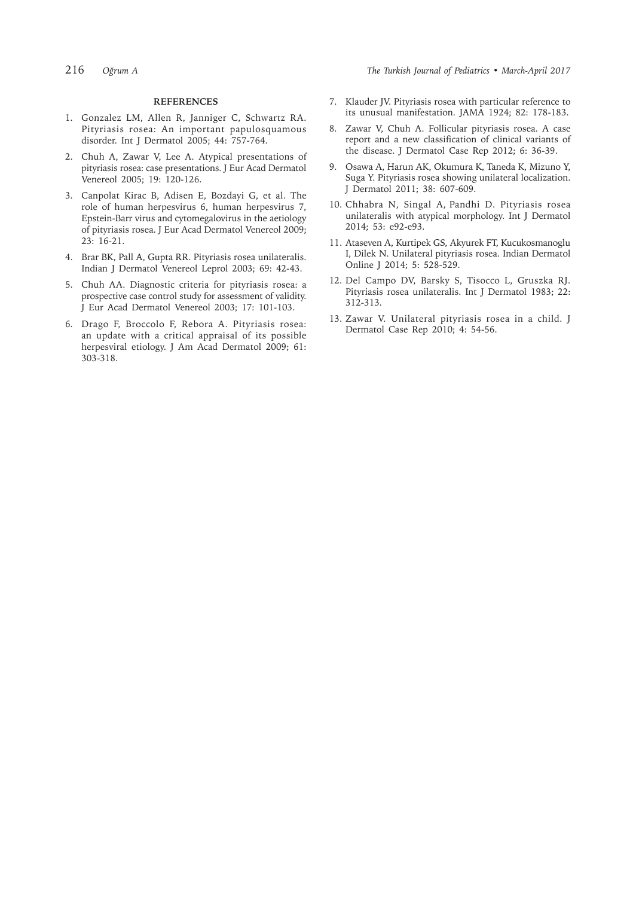## REFERENCES

1. Gonzalez LM, Allen R, Janniger C, Schwartz RA. Pityriasis rosea: An important papulosquamous disorder. Int J Dermatol 2005; 44: 757-764.
2. Chuh A, Zawar V, Lee A. Atypical presentations of pityriasis rosea: case presentations. J Eur Acad Dermatol Venereol 2005; 19: 120-126.
3. Canpolat Kirac B, Adisen E, Bozdayi G, et al. The role of human herpesvirus 6, human herpesvirus 7, Epstein-Barr virus and cytomegalovirus in the aetiology of pityriasis rosea. J Eur Acad Dermatol Venereol 2009; 23: 16-21.
4. Brar BK, Pall A, Gupta RR. Pityriasis rosea unilateralis. Indian J Dermatol Venereol Leprol 2003; 69: 42-43.
5. Chuh AA. Diagnostic criteria for pityriasis rosea: a prospective case control study for assessment of validity. J Eur Acad Dermatol Venereol 2003; 17: 101-103.
6. Drago F, Broccolo F, Rebora A. Pityriasis rosea: an update with a critical appraisal of its possible herpesviral etiology. J Am Acad Dermatol 2009; 61: 303-318.
7. Klauder JV. Pityriasis rosea with particular reference to its unusual manifestation. JAMA 1924; 82: 178-183.
8. Zawar V, Chuh A. Follicular pityriasis rosea. A case report and a new classification of clinical variants of the disease. J Dermatol Case Rep 2012; 6: 36-39.
9. Osawa A, Harun AK, Okumura K, Taneda K, Mizuno Y, Suga Y. Pityriasis rosea showing unilateral localization. J Dermatol 2011; 38: 607-609.
10. Chhabra N, Singal A, Pandhi D. Pityriasis rosea unilateralis with atypical morphology. Int J Dermatol 2014; 53: e92-e93.
11. Ataseven A, Kurtipek GS, Akyurek FT, Kucukosmanoglu I, Dilek N. Unilateral pityriasis rosea. Indian Dermatol Online J 2014; 5: 528-529.
12. Del Campo DV, Barsky S, Tisocco L, Gruszka RJ. Pityriasis rosea unilateralis. Int J Dermatol 1983; 22: 312-313.
13. Zawar V. Unilateral pityriasis rosea in a child. J Dermatol Case Rep 2010; 4: 54-56.